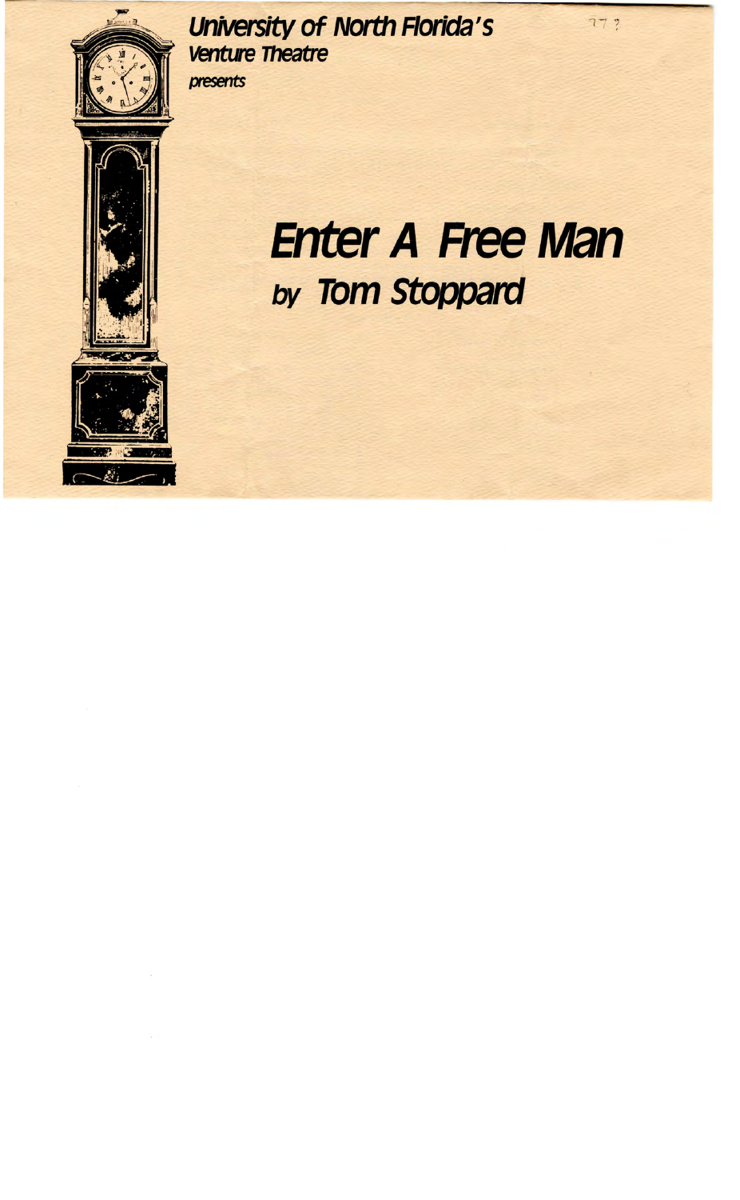***University of North Florida's***
***Venture Theatre***
*presents*

77 ?

# *Enter A Free Man*

## *by Tom Stoppard*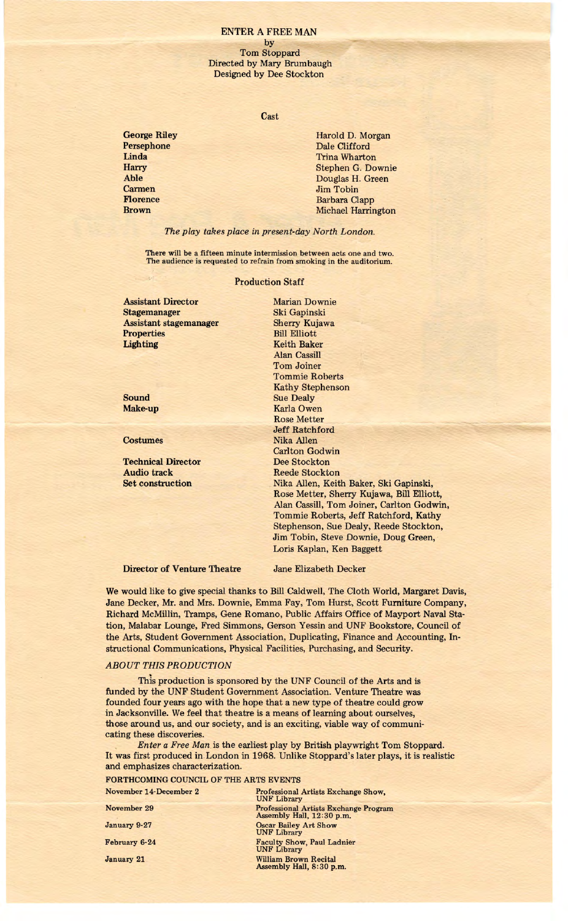# ENTER A FREE MAN

by
Tom Stoppard
Directed by Mary Brumbaugh
Designed by Dee Stockton

## Cast

| | |
|---|---|
| **George Riley** | Harold D. Morgan |
| **Persephone** | Dale Clifford |
| **Linda** | Trina Wharton |
| **Harry** | Stephen G. Downie |
| **Able** | Douglas H. Green |
| **Carmen** | Jim Tobin |
| **Florence** | Barbara Clapp |
| **Brown** | Michael Harrington |

*The play takes place in present-day North London.*

There will be a fifteen minute intermission between acts one and two.
The audience is requested to refrain from smoking in the auditorium.

## Production Staff

| | |
|---|---|
| **Assistant Director** | Marian Downie |
| **Stagemanager** | Ski Gapinski |
| **Assistant stagemanager** | Sherry Kujawa |
| **Properties** | Bill Elliott |
| **Lighting** | Keith Baker, Alan Cassill, Tom Joiner, Tommie Roberts, Kathy Stephenson |
| **Sound** | Sue Dealy |
| **Make-up** | Karla Owen, Rose Metter, Jeff Ratchford |
| **Costumes** | Nika Allen, Carlton Godwin |
| **Technical Director** | Dee Stockton |
| **Audio track** | Reede Stockton |
| **Set construction** | Nika Allen, Keith Baker, Ski Gapinski, Rose Metter, Sherry Kujawa, Bill Elliott, Alan Cassill, Tom Joiner, Carlton Godwin, Tommie Roberts, Jeff Ratchford, Kathy Stephenson, Sue Dealy, Reede Stockton, Jim Tobin, Steve Downie, Doug Green, Loris Kaplan, Ken Baggett |
| **Director of Venture Theatre** | Jane Elizabeth Decker |

We would like to give special thanks to Bill Caldwell, The Cloth World, Margaret Davis, Jane Decker, Mr. and Mrs. Downie, Emma Fay, Tom Hurst, Scott Furniture Company, Richard McMillin, Tramps, Gene Romano, Public Affairs Office of Mayport Naval Station, Malabar Lounge, Fred Simmons, Gerson Yessin and UNF Bookstore, Council of the Arts, Student Government Association, Duplicating, Finance and Accounting, Instructional Communications, Physical Facilities, Purchasing, and Security.

### *ABOUT THIS PRODUCTION*

This production is sponsored by the UNF Council of the Arts and is funded by the UNF Student Government Association. Venture Theatre was founded four years ago with the hope that a new type of theatre could grow in Jacksonville. We feel that theatre is a means of learning about ourselves, those around us, and our society, and is an exciting, viable way of communicating these discoveries.

*Enter a Free Man* is the earliest play by British playwright Tom Stoppard. It was first produced in London in 1968. Unlike Stoppard's later plays, it is realistic and emphasizes characterization.

### FORTHCOMING COUNCIL OF THE ARTS EVENTS

| | |
|---|---|
| November 14-December 2 | Professional Artists Exchange Show, UNF Library |
| November 29 | Professional Artists Exchange Program Assembly Hall, 12:30 p.m. |
| January 9-27 | Oscar Bailey Art Show UNF Library |
| February 6-24 | Faculty Show, Paul Ladnier UNF Library |
| January 21 | William Brown Recital Assembly Hall, 8:30 p.m. |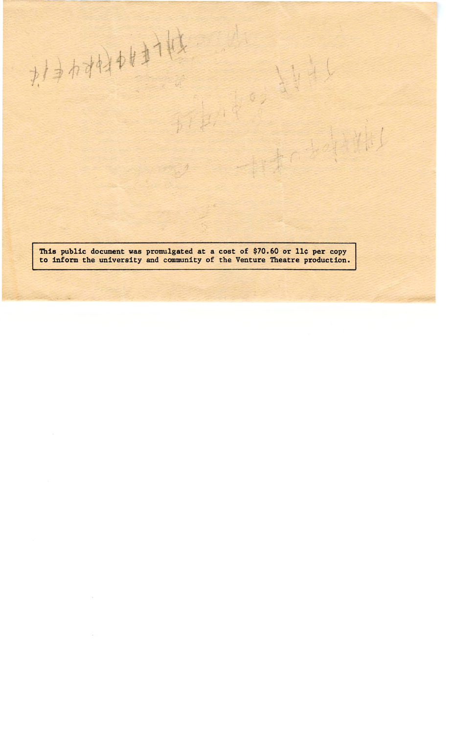**This public document was promulgated at a cost of $70.60 or 11¢ per copy to inform the university and community of the Venture Theatre production.**